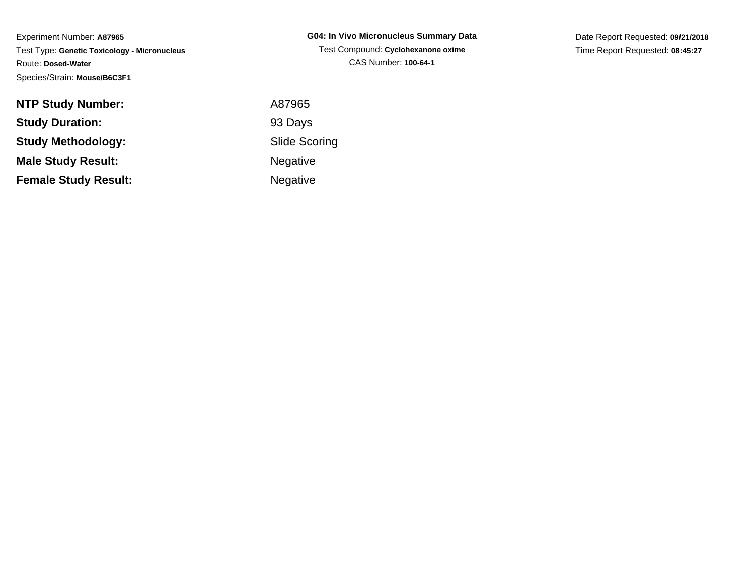Experiment Number: **A87965**
Test Type: **Genetic Toxicology - Micronucleus**
Route: **Dosed-Water**
Species/Strain: **Mouse/B6C3F1**

**G04: In Vivo Micronucleus Summary Data**
Test Compound: **Cyclohexanone oxime**
CAS Number: **100-64-1**

Date Report Requested: **09/21/2018**
Time Report Requested: **08:45:27**

| | |
|---|---|
| **NTP Study Number:** | A87965 |
| **Study Duration:** | 93 Days |
| **Study Methodology:** | Slide Scoring |
| **Male Study Result:** | Negative |
| **Female Study Result:** | Negative |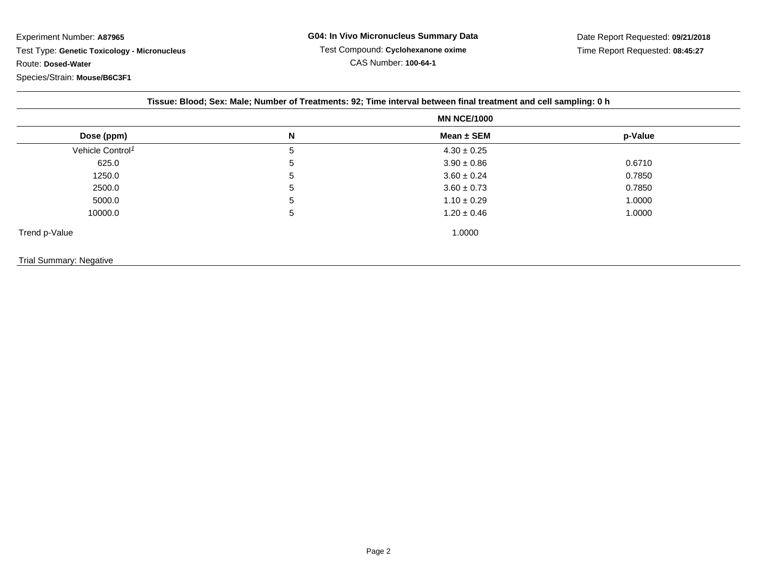Experiment Number: **A87965**

Test Type: **Genetic Toxicology - Micronucleus**

Route: **Dosed-Water**

Species/Strain: **Mouse/B6C3F1**

**G04: In Vivo Micronucleus Summary Data**

Test Compound: **Cyclohexanone oxime**

CAS Number: **100-64-1**

Date Report Requested: **09/21/2018**

Time Report Requested: **08:45:27**

**Tissue: Blood; Sex: Male; Number of Treatments: 92; Time interval between final treatment and cell sampling: 0 h**

| | | MN NCE/1000 | |
|---|---|---|---|
| **Dose (ppm)** | **N** | **Mean ± SEM** | **p-Value** |
| Vehicle Control[1] | 5 | 4.30 ± 0.25 | |
| 625.0 | 5 | 3.90 ± 0.86 | 0.6710 |
| 1250.0 | 5 | 3.60 ± 0.24 | 0.7850 |
| 2500.0 | 5 | 3.60 ± 0.73 | 0.7850 |
| 5000.0 | 5 | 1.10 ± 0.29 | 1.0000 |
| 10000.0 | 5 | 1.20 ± 0.46 | 1.0000 |
| Trend p-Value | | 1.0000 | |

Trial Summary: Negative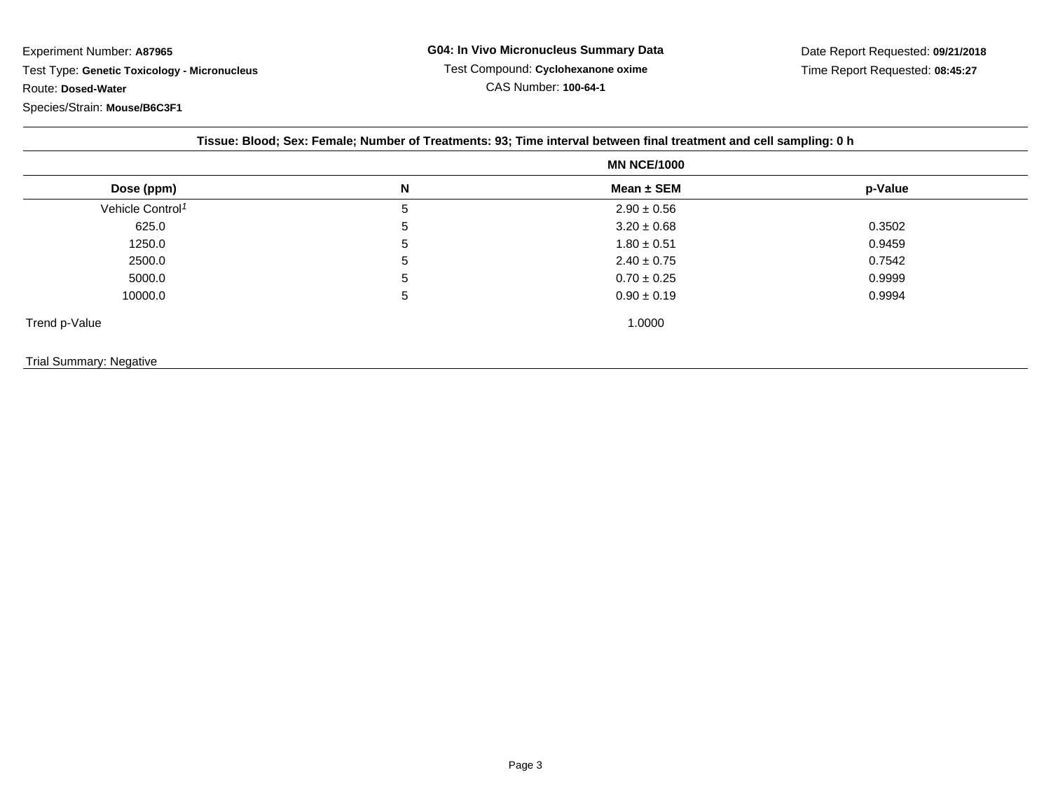Experiment Number: **A87965**
Test Type: **Genetic Toxicology - Micronucleus**
Route: **Dosed-Water**
Species/Strain: **Mouse/B6C3F1**

**G04: In Vivo Micronucleus Summary Data**
Test Compound: **Cyclohexanone oxime**
CAS Number: **100-64-1**

Date Report Requested: **09/21/2018**
Time Report Requested: **08:45:27**

**Tissue: Blood; Sex: Female; Number of Treatments: 93; Time interval between final treatment and cell sampling: 0 h**

| | | MN NCE/1000 | |
|---|---|---|---|
| **Dose (ppm)** | **N** | **Mean ± SEM** | **p-Value** |
| Vehicle Control[1] | 5 | 2.90 ± 0.56 | |
| 625.0 | 5 | 3.20 ± 0.68 | 0.3502 |
| 1250.0 | 5 | 1.80 ± 0.51 | 0.9459 |
| 2500.0 | 5 | 2.40 ± 0.75 | 0.7542 |
| 5000.0 | 5 | 0.70 ± 0.25 | 0.9999 |
| 10000.0 | 5 | 0.90 ± 0.19 | 0.9994 |
| Trend p-Value | | 1.0000 | |

Trial Summary: Negative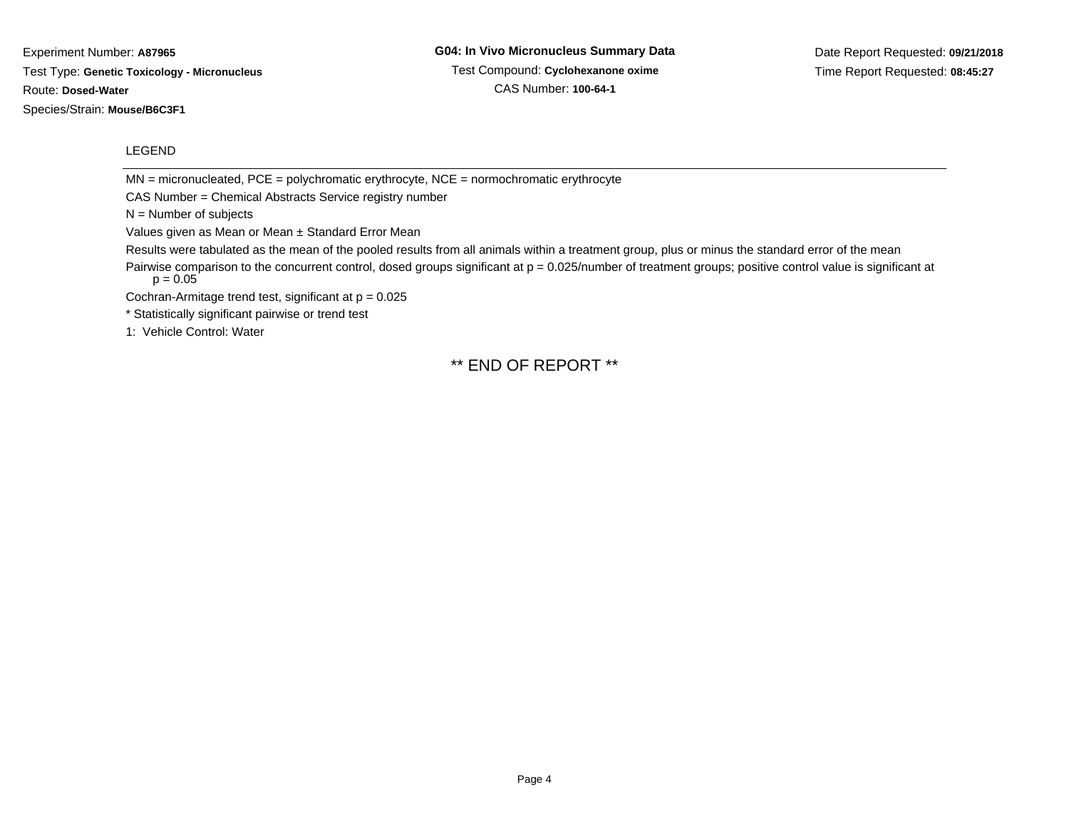Experiment Number: **A87965**

Test Type: **Genetic Toxicology - Micronucleus**

Route: **Dosed-Water**

Species/Strain: **Mouse/B6C3F1**

**G04: In Vivo Micronucleus Summary Data**

Test Compound: **Cyclohexanone oxime**

CAS Number: **100-64-1**

Date Report Requested: **09/21/2018**

Time Report Requested: **08:45:27**

LEGEND

MN = micronucleated, PCE = polychromatic erythrocyte, NCE = normochromatic erythrocyte

CAS Number = Chemical Abstracts Service registry number

N = Number of subjects

Values given as Mean or Mean ± Standard Error Mean

Results were tabulated as the mean of the pooled results from all animals within a treatment group, plus or minus the standard error of the mean

Pairwise comparison to the concurrent control, dosed groups significant at $p = 0.025$/number of treatment groups; positive control value is significant at $p = 0.05$

Cochran-Armitage trend test, significant at $p = 0.025$

* Statistically significant pairwise or trend test

1: Vehicle Control: Water

** END OF REPORT **